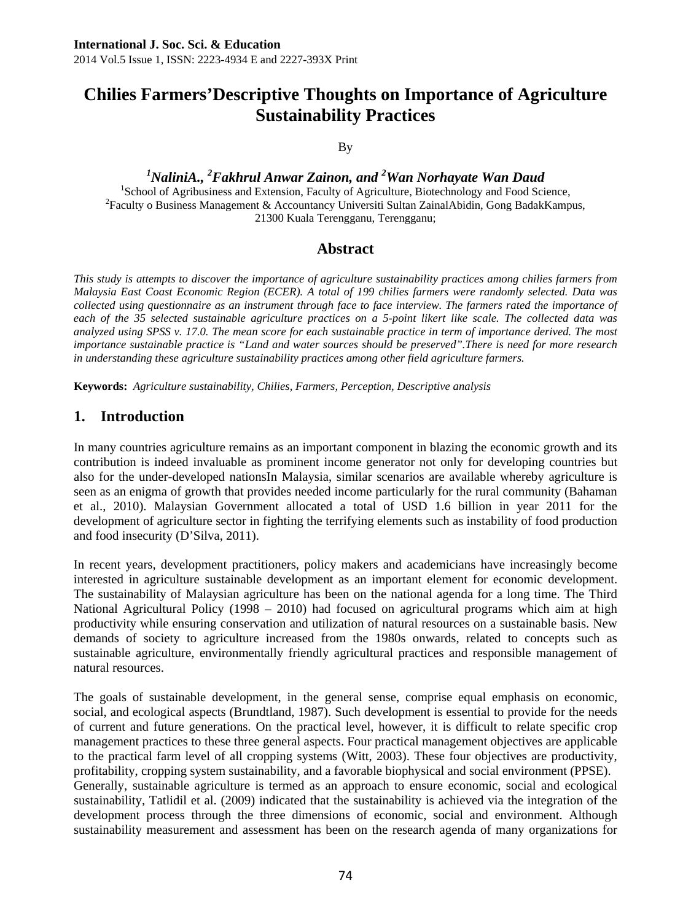# Chilies Farmers'Descriptive Thoughts on Importance of Agriculture Sustainability Practices

By

***[1]NaliniA., [2]Fakhrul Anwar Zainon, and [2]Wan Norhayate Wan Daud***

[1]School of Agribusiness and Extension, Faculty of Agriculture, Biotechnology and Food Science,
[2]Faculty o Business Management & Accountancy Universiti Sultan ZainalAbidin, Gong BadakKampus, 21300 Kuala Terengganu, Terengganu;

## Abstract

*This study is attempts to discover the importance of agriculture sustainability practices among chilies farmers from Malaysia East Coast Economic Region (ECER). A total of 199 chilies farmers were randomly selected. Data was collected using questionnaire as an instrument through face to face interview. The farmers rated the importance of each of the 35 selected sustainable agriculture practices on a 5-point likert like scale. The collected data was analyzed using SPSS v. 17.0. The mean score for each sustainable practice in term of importance derived. The most importance sustainable practice is "Land and water sources should be preserved".There is need for more research in understanding these agriculture sustainability practices among other field agriculture farmers.*

**Keywords:** *Agriculture sustainability, Chilies, Farmers, Perception, Descriptive analysis*

## 1. Introduction

In many countries agriculture remains as an important component in blazing the economic growth and its contribution is indeed invaluable as prominent income generator not only for developing countries but also for the under-developed nationsIn Malaysia, similar scenarios are available whereby agriculture is seen as an enigma of growth that provides needed income particularly for the rural community (Bahaman et al., 2010). Malaysian Government allocated a total of USD 1.6 billion in year 2011 for the development of agriculture sector in fighting the terrifying elements such as instability of food production and food insecurity (D'Silva, 2011).

In recent years, development practitioners, policy makers and academicians have increasingly become interested in agriculture sustainable development as an important element for economic development. The sustainability of Malaysian agriculture has been on the national agenda for a long time. The Third National Agricultural Policy (1998 – 2010) had focused on agricultural programs which aim at high productivity while ensuring conservation and utilization of natural resources on a sustainable basis. New demands of society to agriculture increased from the 1980s onwards, related to concepts such as sustainable agriculture, environmentally friendly agricultural practices and responsible management of natural resources.

The goals of sustainable development, in the general sense, comprise equal emphasis on economic, social, and ecological aspects (Brundtland, 1987). Such development is essential to provide for the needs of current and future generations. On the practical level, however, it is difficult to relate specific crop management practices to these three general aspects. Four practical management objectives are applicable to the practical farm level of all cropping systems (Witt, 2003). These four objectives are productivity, profitability, cropping system sustainability, and a favorable biophysical and social environment (PPSE).
Generally, sustainable agriculture is termed as an approach to ensure economic, social and ecological sustainability, Tatlidil et al. (2009) indicated that the sustainability is achieved via the integration of the development process through the three dimensions of economic, social and environment. Although sustainability measurement and assessment has been on the research agenda of many organizations for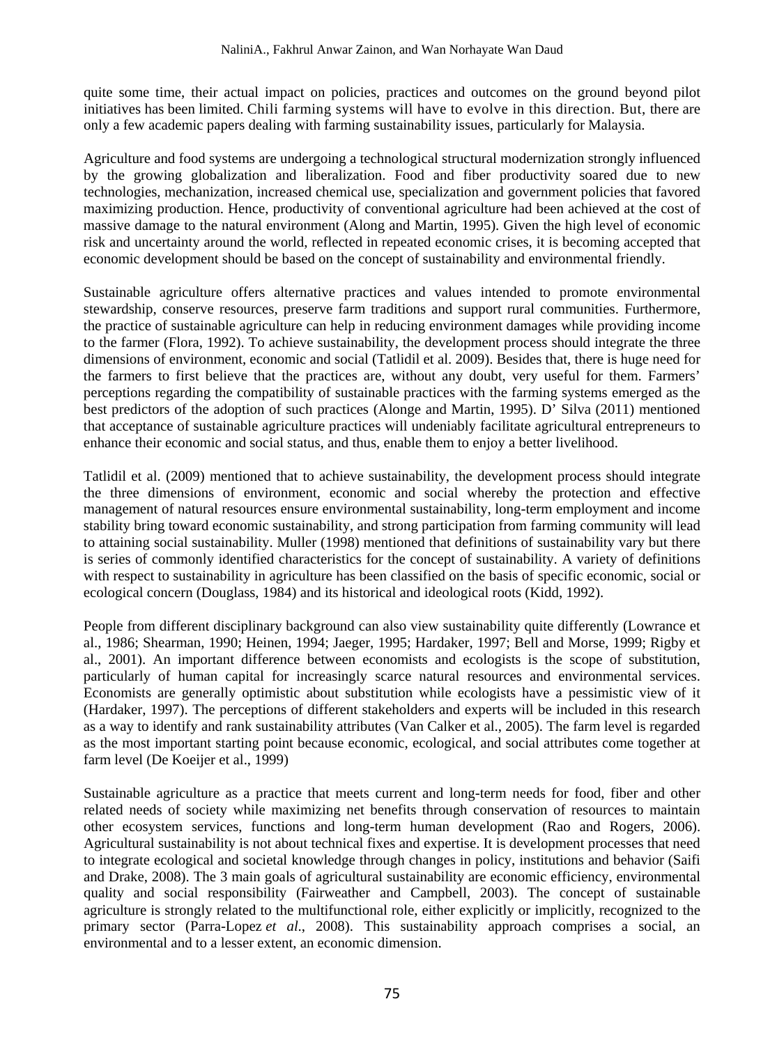quite some time, their actual impact on policies, practices and outcomes on the ground beyond pilot initiatives has been limited. Chili farming systems will have to evolve in this direction. But, there are only a few academic papers dealing with farming sustainability issues, particularly for Malaysia.

Agriculture and food systems are undergoing a technological structural modernization strongly influenced by the growing globalization and liberalization. Food and fiber productivity soared due to new technologies, mechanization, increased chemical use, specialization and government policies that favored maximizing production. Hence, productivity of conventional agriculture had been achieved at the cost of massive damage to the natural environment (Along and Martin, 1995). Given the high level of economic risk and uncertainty around the world, reflected in repeated economic crises, it is becoming accepted that economic development should be based on the concept of sustainability and environmental friendly.

Sustainable agriculture offers alternative practices and values intended to promote environmental stewardship, conserve resources, preserve farm traditions and support rural communities. Furthermore, the practice of sustainable agriculture can help in reducing environment damages while providing income to the farmer (Flora, 1992). To achieve sustainability, the development process should integrate the three dimensions of environment, economic and social (Tatlidil et al. 2009). Besides that, there is huge need for the farmers to first believe that the practices are, without any doubt, very useful for them. Farmers' perceptions regarding the compatibility of sustainable practices with the farming systems emerged as the best predictors of the adoption of such practices (Alonge and Martin, 1995). D' Silva (2011) mentioned that acceptance of sustainable agriculture practices will undeniably facilitate agricultural entrepreneurs to enhance their economic and social status, and thus, enable them to enjoy a better livelihood.

Tatlidil et al. (2009) mentioned that to achieve sustainability, the development process should integrate the three dimensions of environment, economic and social whereby the protection and effective management of natural resources ensure environmental sustainability, long-term employment and income stability bring toward economic sustainability, and strong participation from farming community will lead to attaining social sustainability. Muller (1998) mentioned that definitions of sustainability vary but there is series of commonly identified characteristics for the concept of sustainability. A variety of definitions with respect to sustainability in agriculture has been classified on the basis of specific economic, social or ecological concern (Douglass, 1984) and its historical and ideological roots (Kidd, 1992).

People from different disciplinary background can also view sustainability quite differently (Lowrance et al., 1986; Shearman, 1990; Heinen, 1994; Jaeger, 1995; Hardaker, 1997; Bell and Morse, 1999; Rigby et al., 2001). An important difference between economists and ecologists is the scope of substitution, particularly of human capital for increasingly scarce natural resources and environmental services. Economists are generally optimistic about substitution while ecologists have a pessimistic view of it (Hardaker, 1997). The perceptions of different stakeholders and experts will be included in this research as a way to identify and rank sustainability attributes (Van Calker et al., 2005). The farm level is regarded as the most important starting point because economic, ecological, and social attributes come together at farm level (De Koeijer et al., 1999)

Sustainable agriculture as a practice that meets current and long-term needs for food, fiber and other related needs of society while maximizing net benefits through conservation of resources to maintain other ecosystem services, functions and long-term human development (Rao and Rogers, 2006). Agricultural sustainability is not about technical fixes and expertise. It is development processes that need to integrate ecological and societal knowledge through changes in policy, institutions and behavior (Saifi and Drake, 2008). The 3 main goals of agricultural sustainability are economic efficiency, environmental quality and social responsibility (Fairweather and Campbell, 2003). The concept of sustainable agriculture is strongly related to the multifunctional role, either explicitly or implicitly, recognized to the primary sector (Parra-Lopez *et al*., 2008). This sustainability approach comprises a social, an environmental and to a lesser extent, an economic dimension.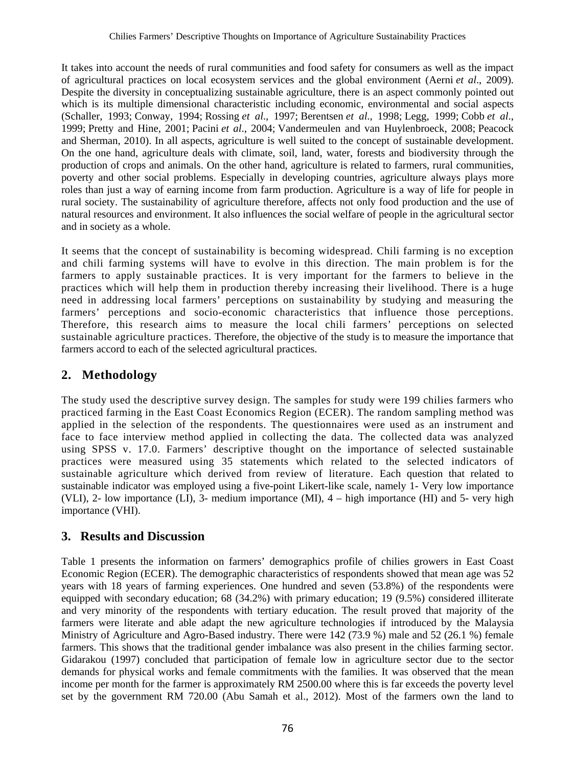It takes into account the needs of rural communities and food safety for consumers as well as the impact of agricultural practices on local ecosystem services and the global environment (Aerni *et al*., 2009). Despite the diversity in conceptualizing sustainable agriculture, there is an aspect commonly pointed out which is its multiple dimensional characteristic including economic, environmental and social aspects (Schaller, 1993; Conway, 1994; Rossing *et al*., 1997; Berentsen *et al*., 1998; Legg, 1999; Cobb *et al*., 1999; Pretty and Hine, 2001; Pacini *et al*., 2004; Vandermeulen and van Huylenbroeck, 2008; Peacock and Sherman, 2010). In all aspects, agriculture is well suited to the concept of sustainable development. On the one hand, agriculture deals with climate, soil, land, water, forests and biodiversity through the production of crops and animals. On the other hand, agriculture is related to farmers, rural communities, poverty and other social problems. Especially in developing countries, agriculture always plays more roles than just a way of earning income from farm production. Agriculture is a way of life for people in rural society. The sustainability of agriculture therefore, affects not only food production and the use of natural resources and environment. It also influences the social welfare of people in the agricultural sector and in society as a whole.

It seems that the concept of sustainability is becoming widespread. Chili farming is no exception and chili farming systems will have to evolve in this direction. The main problem is for the farmers to apply sustainable practices. It is very important for the farmers to believe in the practices which will help them in production thereby increasing their livelihood. There is a huge need in addressing local farmers' perceptions on sustainability by studying and measuring the farmers' perceptions and socio-economic characteristics that influence those perceptions. Therefore, this research aims to measure the local chili farmers' perceptions on selected sustainable agriculture practices. Therefore, the objective of the study is to measure the importance that farmers accord to each of the selected agricultural practices.

## 2. Methodology

The study used the descriptive survey design. The samples for study were 199 chilies farmers who practiced farming in the East Coast Economics Region (ECER). The random sampling method was applied in the selection of the respondents. The questionnaires were used as an instrument and face to face interview method applied in collecting the data. The collected data was analyzed using SPSS v. 17.0. Farmers' descriptive thought on the importance of selected sustainable practices were measured using 35 statements which related to the selected indicators of sustainable agriculture which derived from review of literature. Each question that related to sustainable indicator was employed using a five-point Likert-like scale, namely 1- Very low importance (VLI), 2- low importance (LI), 3- medium importance (MI), 4 – high importance (HI) and 5- very high importance (VHI).

## 3. Results and Discussion

Table 1 presents the information on farmers' demographics profile of chilies growers in East Coast Economic Region (ECER). The demographic characteristics of respondents showed that mean age was 52 years with 18 years of farming experiences. One hundred and seven (53.8%) of the respondents were equipped with secondary education; 68 (34.2%) with primary education; 19 (9.5%) considered illiterate and very minority of the respondents with tertiary education. The result proved that majority of the farmers were literate and able adapt the new agriculture technologies if introduced by the Malaysia Ministry of Agriculture and Agro-Based industry. There were 142 (73.9 %) male and 52 (26.1 %) female farmers. This shows that the traditional gender imbalance was also present in the chilies farming sector. Gidarakou (1997) concluded that participation of female low in agriculture sector due to the sector demands for physical works and female commitments with the families. It was observed that the mean income per month for the farmer is approximately RM 2500.00 where this is far exceeds the poverty level set by the government RM 720.00 (Abu Samah et al., 2012). Most of the farmers own the land to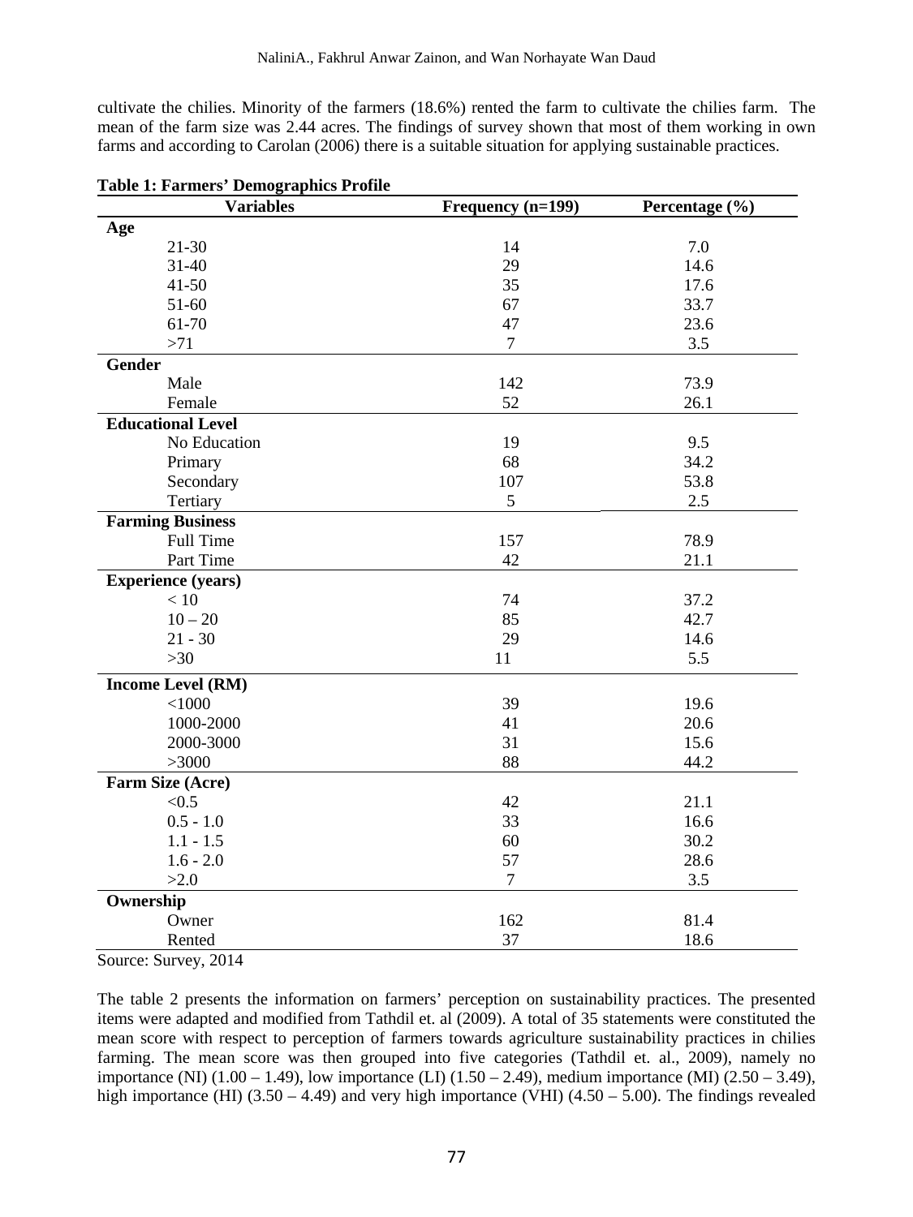cultivate the chilies. Minority of the farmers (18.6%) rented the farm to cultivate the chilies farm. The mean of the farm size was 2.44 acres. The findings of survey shown that most of them working in own farms and according to Carolan (2006) there is a suitable situation for applying sustainable practices.

**Table 1: Farmers' Demographics Profile**

| Variables | Frequency (n=199) | Percentage (%) |
|---|---|---|
| **Age** | | |
| 21-30 | 14 | 7.0 |
| 31-40 | 29 | 14.6 |
| 41-50 | 35 | 17.6 |
| 51-60 | 67 | 33.7 |
| 61-70 | 47 | 23.6 |
| >71 | 7 | 3.5 |
| **Gender** | | |
| Male | 142 | 73.9 |
| Female | 52 | 26.1 |
| **Educational Level** | | |
| No Education | 19 | 9.5 |
| Primary | 68 | 34.2 |
| Secondary | 107 | 53.8 |
| Tertiary | 5 | 2.5 |
| **Farming Business** | | |
| Full Time | 157 | 78.9 |
| Part Time | 42 | 21.1 |
| **Experience (years)** | | |
| < 10 | 74 | 37.2 |
| 10 – 20 | 85 | 42.7 |
| 21 - 30 | 29 | 14.6 |
| >30 | 11 | 5.5 |
| **Income Level (RM)** | | |
| <1000 | 39 | 19.6 |
| 1000-2000 | 41 | 20.6 |
| 2000-3000 | 31 | 15.6 |
| >3000 | 88 | 44.2 |
| **Farm Size (Acre)** | | |
| <0.5 | 42 | 21.1 |
| 0.5 - 1.0 | 33 | 16.6 |
| 1.1 - 1.5 | 60 | 30.2 |
| 1.6 - 2.0 | 57 | 28.6 |
| >2.0 | 7 | 3.5 |
| **Ownership** | | |
| Owner | 162 | 81.4 |
| Rented | 37 | 18.6 |

Source: Survey, 2014

The table 2 presents the information on farmers' perception on sustainability practices. The presented items were adapted and modified from Tathdil et. al (2009). A total of 35 statements were constituted the mean score with respect to perception of farmers towards agriculture sustainability practices in chilies farming. The mean score was then grouped into five categories (Tathdil et. al., 2009), namely no importance (NI) (1.00 – 1.49), low importance (LI) (1.50 – 2.49), medium importance (MI) (2.50 – 3.49), high importance (HI) (3.50 – 4.49) and very high importance (VHI) (4.50 – 5.00). The findings revealed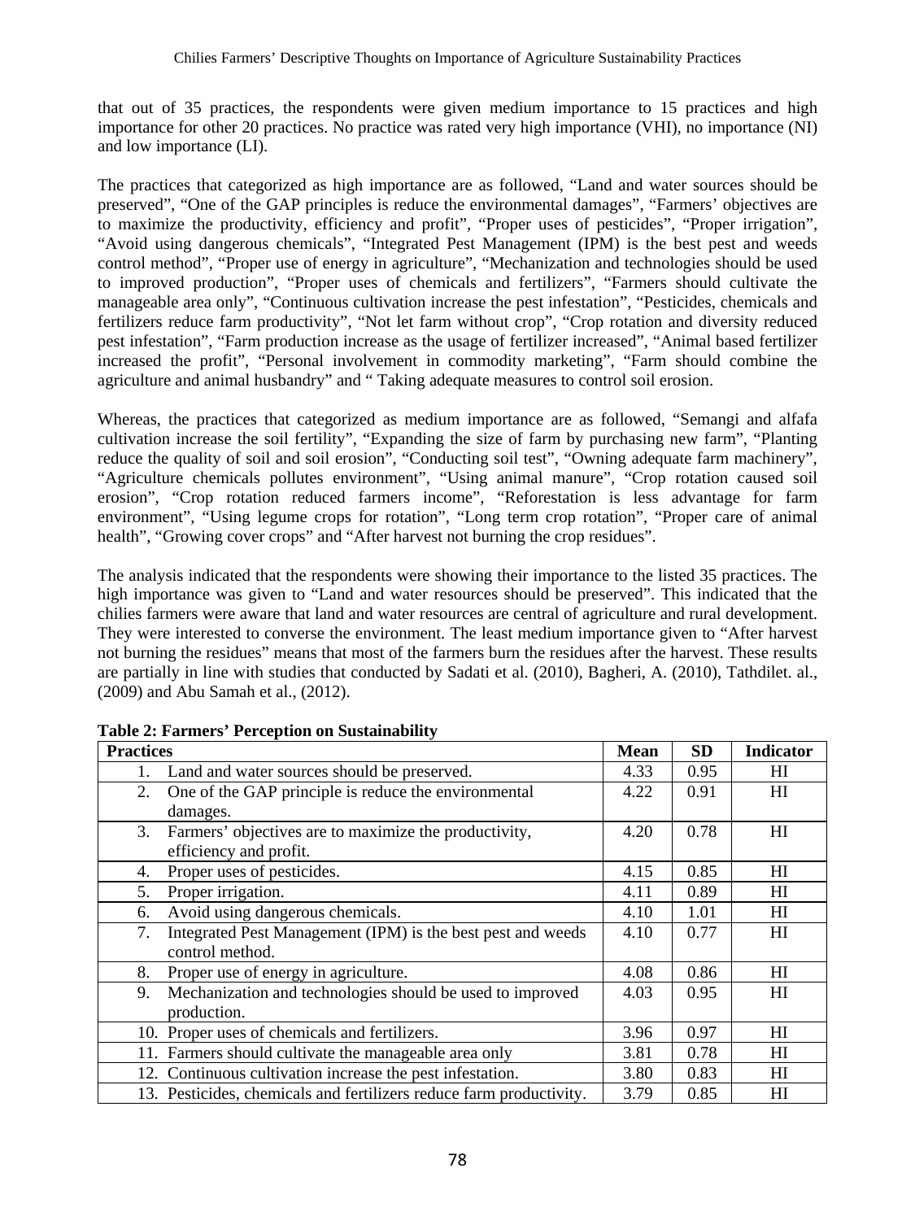that out of 35 practices, the respondents were given medium importance to 15 practices and high importance for other 20 practices. No practice was rated very high importance (VHI), no importance (NI) and low importance (LI).

The practices that categorized as high importance are as followed, "Land and water sources should be preserved", "One of the GAP principles is reduce the environmental damages", "Farmers' objectives are to maximize the productivity, efficiency and profit", "Proper uses of pesticides", "Proper irrigation", "Avoid using dangerous chemicals", "Integrated Pest Management (IPM) is the best pest and weeds control method", "Proper use of energy in agriculture", "Mechanization and technologies should be used to improved production", "Proper uses of chemicals and fertilizers", "Farmers should cultivate the manageable area only", "Continuous cultivation increase the pest infestation", "Pesticides, chemicals and fertilizers reduce farm productivity", "Not let farm without crop", "Crop rotation and diversity reduced pest infestation", "Farm production increase as the usage of fertilizer increased", "Animal based fertilizer increased the profit", "Personal involvement in commodity marketing", "Farm should combine the agriculture and animal husbandry" and " Taking adequate measures to control soil erosion.

Whereas, the practices that categorized as medium importance are as followed, "Semangi and alfafa cultivation increase the soil fertility", "Expanding the size of farm by purchasing new farm", "Planting reduce the quality of soil and soil erosion", "Conducting soil test", "Owning adequate farm machinery", "Agriculture chemicals pollutes environment", "Using animal manure", "Crop rotation caused soil erosion", "Crop rotation reduced farmers income", "Reforestation is less advantage for farm environment", "Using legume crops for rotation", "Long term crop rotation", "Proper care of animal health", "Growing cover crops" and "After harvest not burning the crop residues".

The analysis indicated that the respondents were showing their importance to the listed 35 practices. The high importance was given to "Land and water resources should be preserved". This indicated that the chilies farmers were aware that land and water resources are central of agriculture and rural development. They were interested to converse the environment. The least medium importance given to "After harvest not burning the residues" means that most of the farmers burn the residues after the harvest. These results are partially in line with studies that conducted by Sadati et al. (2010), Bagheri, A. (2010), Tathdilet. al., (2009) and Abu Samah et al., (2012).

**Table 2: Farmers' Perception on Sustainability**

| Practices | Mean | SD | Indicator |
|---|---|---|---|
| 1. Land and water sources should be preserved. | 4.33 | 0.95 | HI |
| 2. One of the GAP principle is reduce the environmental damages. | 4.22 | 0.91 | HI |
| 3. Farmers' objectives are to maximize the productivity, efficiency and profit. | 4.20 | 0.78 | HI |
| 4. Proper uses of pesticides. | 4.15 | 0.85 | HI |
| 5. Proper irrigation. | 4.11 | 0.89 | HI |
| 6. Avoid using dangerous chemicals. | 4.10 | 1.01 | HI |
| 7. Integrated Pest Management (IPM) is the best pest and weeds control method. | 4.10 | 0.77 | HI |
| 8. Proper use of energy in agriculture. | 4.08 | 0.86 | HI |
| 9. Mechanization and technologies should be used to improved production. | 4.03 | 0.95 | HI |
| 10. Proper uses of chemicals and fertilizers. | 3.96 | 0.97 | HI |
| 11. Farmers should cultivate the manageable area only | 3.81 | 0.78 | HI |
| 12. Continuous cultivation increase the pest infestation. | 3.80 | 0.83 | HI |
| 13. Pesticides, chemicals and fertilizers reduce farm productivity. | 3.79 | 0.85 | HI |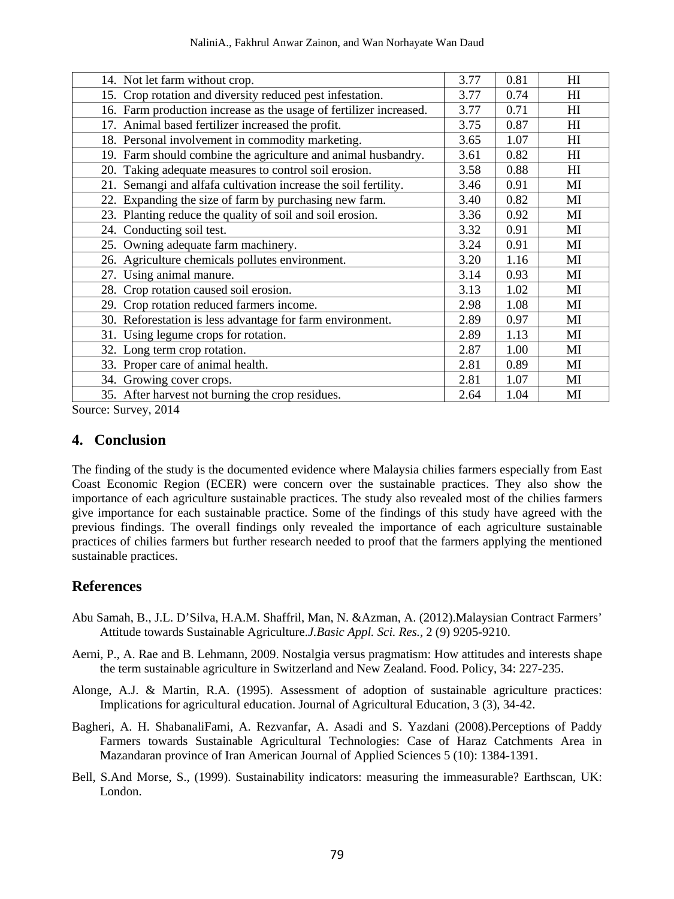| | | | |
|---|---|---|---|
| 14. Not let farm without crop. | 3.77 | 0.81 | HI |
| 15. Crop rotation and diversity reduced pest infestation. | 3.77 | 0.74 | HI |
| 16. Farm production increase as the usage of fertilizer increased. | 3.77 | 0.71 | HI |
| 17. Animal based fertilizer increased the profit. | 3.75 | 0.87 | HI |
| 18. Personal involvement in commodity marketing. | 3.65 | 1.07 | HI |
| 19. Farm should combine the agriculture and animal husbandry. | 3.61 | 0.82 | HI |
| 20. Taking adequate measures to control soil erosion. | 3.58 | 0.88 | HI |
| 21. Semangi and alfafa cultivation increase the soil fertility. | 3.46 | 0.91 | MI |
| 22. Expanding the size of farm by purchasing new farm. | 3.40 | 0.82 | MI |
| 23. Planting reduce the quality of soil and soil erosion. | 3.36 | 0.92 | MI |
| 24. Conducting soil test. | 3.32 | 0.91 | MI |
| 25. Owning adequate farm machinery. | 3.24 | 0.91 | MI |
| 26. Agriculture chemicals pollutes environment. | 3.20 | 1.16 | MI |
| 27. Using animal manure. | 3.14 | 0.93 | MI |
| 28. Crop rotation caused soil erosion. | 3.13 | 1.02 | MI |
| 29. Crop rotation reduced farmers income. | 2.98 | 1.08 | MI |
| 30. Reforestation is less advantage for farm environment. | 2.89 | 0.97 | MI |
| 31. Using legume crops for rotation. | 2.89 | 1.13 | MI |
| 32. Long term crop rotation. | 2.87 | 1.00 | MI |
| 33. Proper care of animal health. | 2.81 | 0.89 | MI |
| 34. Growing cover crops. | 2.81 | 1.07 | MI |
| 35. After harvest not burning the crop residues. | 2.64 | 1.04 | MI |

Source: Survey, 2014

## 4. Conclusion

The finding of the study is the documented evidence where Malaysia chilies farmers especially from East Coast Economic Region (ECER) were concern over the sustainable practices. They also show the importance of each agriculture sustainable practices. The study also revealed most of the chilies farmers give importance for each sustainable practice. Some of the findings of this study have agreed with the previous findings. The overall findings only revealed the importance of each agriculture sustainable practices of chilies farmers but further research needed to proof that the farmers applying the mentioned sustainable practices.

## References

Abu Samah, B., J.L. D'Silva, H.A.M. Shaffril, Man, N. &Azman, A. (2012).Malaysian Contract Farmers' Attitude towards Sustainable Agriculture.*J.Basic Appl. Sci. Res.*, 2 (9) 9205-9210.

Aerni, P., A. Rae and B. Lehmann, 2009. Nostalgia versus pragmatism: How attitudes and interests shape the term sustainable agriculture in Switzerland and New Zealand. Food. Policy, 34: 227-235.

Alonge, A.J. & Martin, R.A. (1995). Assessment of adoption of sustainable agriculture practices: Implications for agricultural education. Journal of Agricultural Education, 3 (3), 34-42.

Bagheri, A. H. ShabanaliFami, A. Rezvanfar, A. Asadi and S. Yazdani (2008).Perceptions of Paddy Farmers towards Sustainable Agricultural Technologies: Case of Haraz Catchments Area in Mazandaran province of Iran American Journal of Applied Sciences 5 (10): 1384-1391.

Bell, S.And Morse, S., (1999). Sustainability indicators: measuring the immeasurable? Earthscan, UK: London.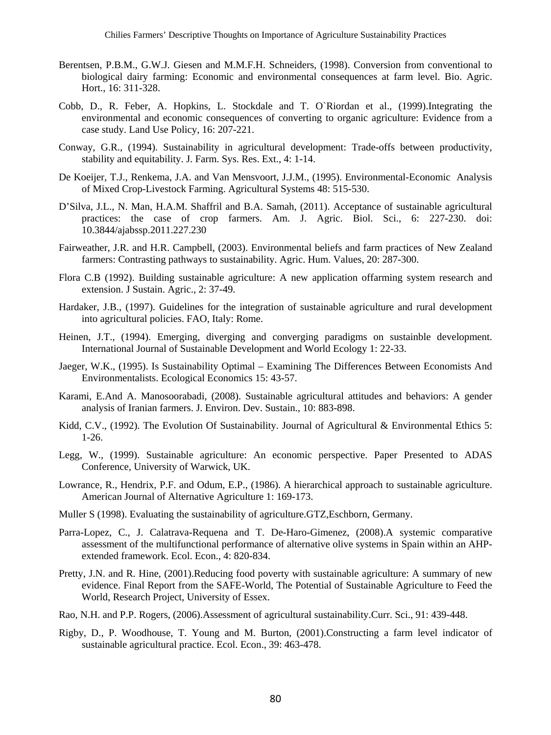Berentsen, P.B.M., G.W.J. Giesen and M.M.F.H. Schneiders, (1998). Conversion from conventional to biological dairy farming: Economic and environmental consequences at farm level. Bio. Agric. Hort., 16: 311-328.

Cobb, D., R. Feber, A. Hopkins, L. Stockdale and T. O`Riordan et al., (1999).Integrating the environmental and economic consequences of converting to organic agriculture: Evidence from a case study. Land Use Policy, 16: 207-221.

Conway, G.R., (1994). Sustainability in agricultural development: Trade-offs between productivity, stability and equitability. J. Farm. Sys. Res. Ext., 4: 1-14.

De Koeijer, T.J., Renkema, J.A. and Van Mensvoort, J.J.M., (1995). Environmental-Economic Analysis of Mixed Crop-Livestock Farming. Agricultural Systems 48: 515-530.

D'Silva, J.L., N. Man, H.A.M. Shaffril and B.A. Samah, (2011). Acceptance of sustainable agricultural practices: the case of crop farmers. Am. J. Agric. Biol. Sci., 6: 227-230. doi: 10.3844/ajabssp.2011.227.230

Fairweather, J.R. and H.R. Campbell, (2003). Environmental beliefs and farm practices of New Zealand farmers: Contrasting pathways to sustainability. Agric. Hum. Values, 20: 287-300.

Flora C.B (1992). Building sustainable agriculture: A new application offarming system research and extension. J Sustain. Agric., 2: 37-49.

Hardaker, J.B., (1997). Guidelines for the integration of sustainable agriculture and rural development into agricultural policies. FAO, Italy: Rome.

Heinen, J.T., (1994). Emerging, diverging and converging paradigms on sustainble development. International Journal of Sustainable Development and World Ecology 1: 22-33.

Jaeger, W.K., (1995). Is Sustainability Optimal – Examining The Differences Between Economists And Environmentalists. Ecological Economics 15: 43-57.

Karami, E.And A. Manosoorabadi, (2008). Sustainable agricultural attitudes and behaviors: A gender analysis of Iranian farmers. J. Environ. Dev. Sustain., 10: 883-898.

Kidd, C.V., (1992). The Evolution Of Sustainability. Journal of Agricultural & Environmental Ethics 5: 1-26.

Legg, W., (1999). Sustainable agriculture: An economic perspective. Paper Presented to ADAS Conference, University of Warwick, UK.

Lowrance, R., Hendrix, P.F. and Odum, E.P., (1986). A hierarchical approach to sustainable agriculture. American Journal of Alternative Agriculture 1: 169-173.

Muller S (1998). Evaluating the sustainability of agriculture.GTZ,Eschborn, Germany.

Parra-Lopez, C., J. Calatrava-Requena and T. De-Haro-Gimenez, (2008).A systemic comparative assessment of the multifunctional performance of alternative olive systems in Spain within an AHP-extended framework. Ecol. Econ., 4: 820-834.

Pretty, J.N. and R. Hine, (2001).Reducing food poverty with sustainable agriculture: A summary of new evidence. Final Report from the SAFE-World, The Potential of Sustainable Agriculture to Feed the World, Research Project, University of Essex.

Rao, N.H. and P.P. Rogers, (2006).Assessment of agricultural sustainability.Curr. Sci., 91: 439-448.

Rigby, D., P. Woodhouse, T. Young and M. Burton, (2001).Constructing a farm level indicator of sustainable agricultural practice. Ecol. Econ., 39: 463-478.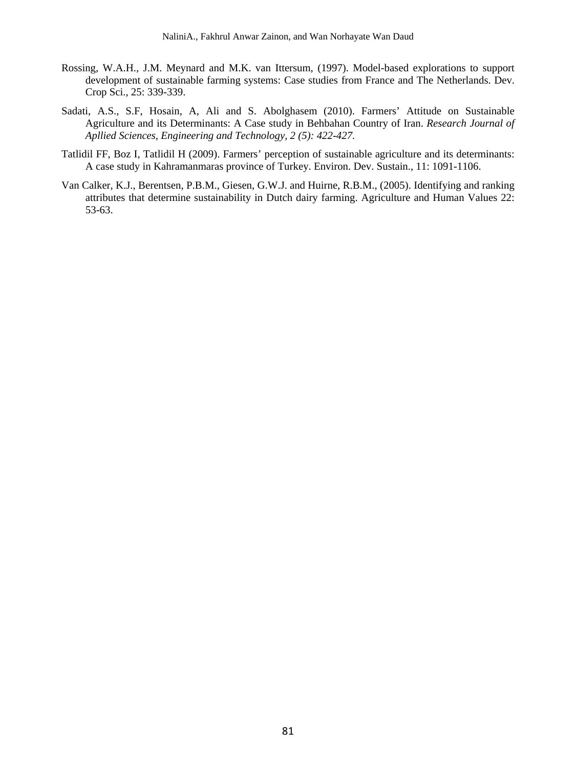Rossing, W.A.H., J.M. Meynard and M.K. van Ittersum, (1997). Model-based explorations to support development of sustainable farming systems: Case studies from France and The Netherlands. Dev. Crop Sci., 25: 339-339.

Sadati, A.S., S.F, Hosain, A, Ali and S. Abolghasem (2010). Farmers' Attitude on Sustainable Agriculture and its Determinants: A Case study in Behbahan Country of Iran. *Research Journal of Apllied Sciences, Engineering and Technology, 2 (5): 422-427.*

Tatlidil FF, Boz I, Tatlidil H (2009). Farmers' perception of sustainable agriculture and its determinants: A case study in Kahramanmaras province of Turkey. Environ. Dev. Sustain., 11: 1091-1106.

Van Calker, K.J., Berentsen, P.B.M., Giesen, G.W.J. and Huirne, R.B.M., (2005). Identifying and ranking attributes that determine sustainability in Dutch dairy farming. Agriculture and Human Values 22: 53-63.